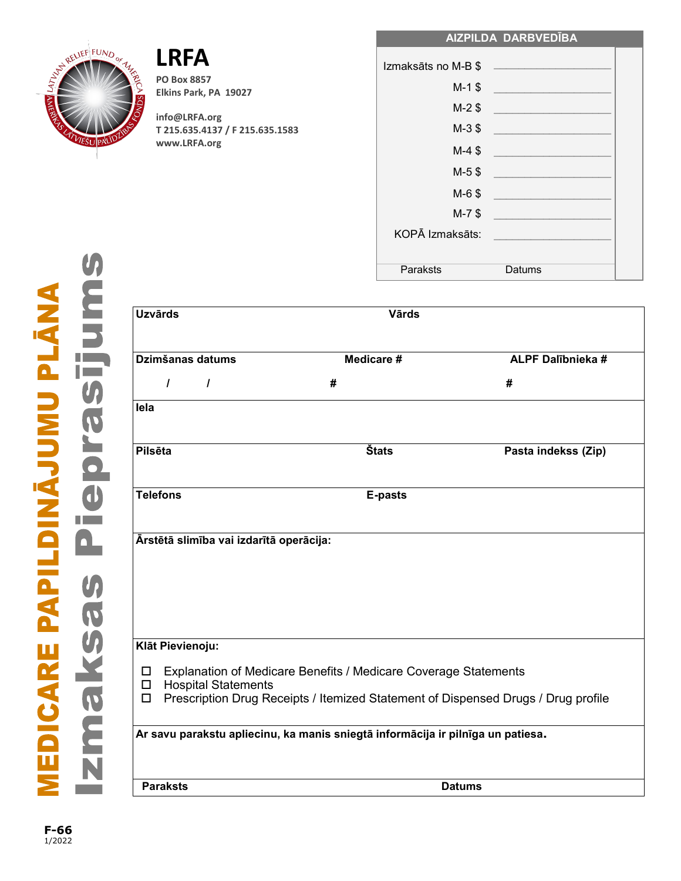# LRFA

PO Box 8857
Elkins Park, PA 19027

info@LRFA.org
T 215.635.4137 / F 215.635.1583
www.LRFA.org

# MEDICARE PAPILDINĀJUMU PLĀNA
# Izmaksas Pieprasījums

| AIZPILDA DARBVEDĪBA | |
|---|---|
| Izmaksāts no M-B $ | |
| M-1 $ | |
| M-2 $ | |
| M-3 $ | |
| M-4 $ | |
| M-5 $ | |
| M-6 $ | |
| M-7 $ | |
| KOPĀ Izmaksāts: | |
| Paraksts | Datums |

| | | |
|---|---|---|
| **Uzvārds** | **Vārds** | |
| **Dzimšanas datums** / / | **Medicare #** # | **ALPF Dalībnieka #** # |
| **Iela** | | |
| **Pilsēta** | **Štats** | **Pasta indekss (Zip)** |
| **Telefons** | **E-pasts** | |

**Ārstētā slimība vai izdarītā operācija:**

**Klāt Pievienoju:**

- ☐ Explanation of Medicare Benefits / Medicare Coverage Statements
- ☐ Hospital Statements
- ☐ Prescription Drug Receipts / Itemized Statement of Dispensed Drugs / Drug profile

**Ar savu parakstu apliecinu, ka manis sniegtā informācija ir pilnīga un patiesa.**

| **Paraksts** | **Datums** |
|---|---|
| | |

**F-66**
1/2022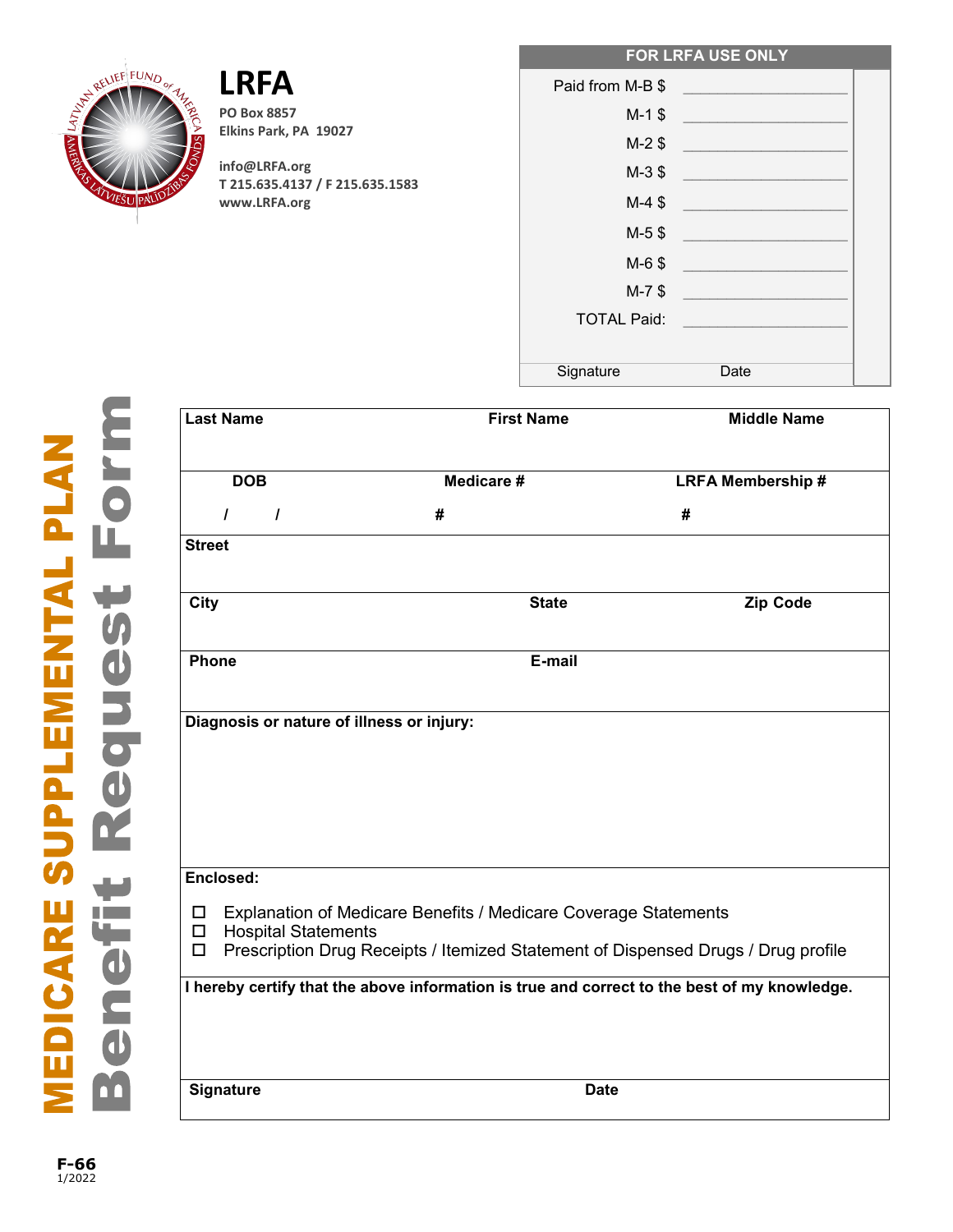# LRFA

PO Box 8857
Elkins Park, PA 19027

info@LRFA.org
T 215.635.4137 / F 215.635.1583
www.LRFA.org

**FOR LRFA USE ONLY**

| | |
|---|---|
| Paid from M-B $ | ____________ |
| M-1 $ | ____________ |
| M-2 $ | ____________ |
| M-3 $ | ____________ |
| M-4 $ | ____________ |
| M-5 $ | ____________ |
| M-6 $ | ____________ |
| M-7 $ | ____________ |
| TOTAL Paid: | ____________ |
| Signature | Date |

# MEDICARE SUPPLEMENTAL PLAN
# Benefit Request Form

| Last Name | First Name | Middle Name |
|---|---|---|
| **DOB** / / | **Medicare #** # | **LRFA Membership #** # |
| **Street** | | |
| **City** | **State** | **Zip Code** |
| **Phone** | **E-mail** | |

**Diagnosis or nature of illness or injury:**

**Enclosed:**

- ☐ Explanation of Medicare Benefits / Medicare Coverage Statements
- ☐ Hospital Statements
- ☐ Prescription Drug Receipts / Itemized Statement of Dispensed Drugs / Drug profile

**I hereby certify that the above information is true and correct to the best of my knowledge.**

**Signature** **Date**

**F-66**
1/2022